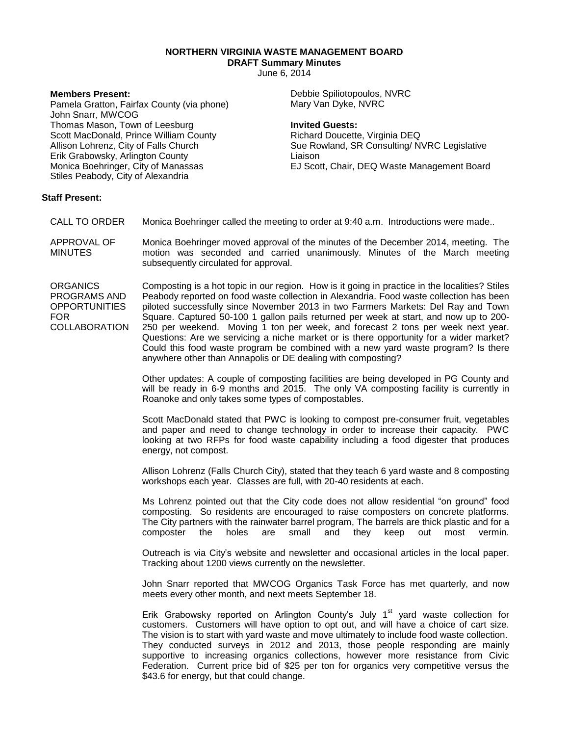**NORTHERN VIRGINIA WASTE MANAGEMENT BOARD**
**DRAFT Summary Minutes**
June 6, 2014

**Members Present:**
Pamela Gratton, Fairfax County (via phone)
John Snarr, MWCOG
Thomas Mason, Town of Leesburg
Scott MacDonald, Prince William County
Allison Lohrenz, City of Falls Church
Erik Grabowsky, Arlington County
Monica Boehringer, City of Manassas
Stiles Peabody, City of Alexandria

**Staff Present:**
Debbie Spiliotopoulos, NVRC
Mary Van Dyke, NVRC

**Invited Guests:**
Richard Doucette, Virginia DEQ
Sue Rowland, SR Consulting/ NVRC Legislative Liaison
EJ Scott, Chair, DEQ Waste Management Board

CALL TO ORDER

Monica Boehringer called the meeting to order at 9:40 a.m. Introductions were made..

APPROVAL OF MINUTES

Monica Boehringer moved approval of the minutes of the December 2014, meeting. The motion was seconded and carried unanimously. Minutes of the March meeting subsequently circulated for approval.

ORGANICS PROGRAMS AND OPPORTUNITIES FOR COLLABORATION

Composting is a hot topic in our region. How is it going in practice in the localities? Stiles Peabody reported on food waste collection in Alexandria. Food waste collection has been piloted successfully since November 2013 in two Farmers Markets: Del Ray and Town Square. Captured 50-100 1 gallon pails returned per week at start, and now up to 200-250 per weekend. Moving 1 ton per week, and forecast 2 tons per week next year. Questions: Are we servicing a niche market or is there opportunity for a wider market? Could this food waste program be combined with a new yard waste program? Is there anywhere other than Annapolis or DE dealing with composting?

Other updates: A couple of composting facilities are being developed in PG County and will be ready in 6-9 months and 2015. The only VA composting facility is currently in Roanoke and only takes some types of compostables.

Scott MacDonald stated that PWC is looking to compost pre-consumer fruit, vegetables and paper and need to change technology in order to increase their capacity. PWC looking at two RFPs for food waste capability including a food digester that produces energy, not compost.

Allison Lohrenz (Falls Church City), stated that they teach 6 yard waste and 8 composting workshops each year. Classes are full, with 20-40 residents at each.

Ms Lohrenz pointed out that the City code does not allow residential "on ground" food composting. So residents are encouraged to raise composters on concrete platforms. The City partners with the rainwater barrel program, The barrels are thick plastic and for a composter the holes are small and they keep out most vermin.

Outreach is via City's website and newsletter and occasional articles in the local paper. Tracking about 1200 views currently on the newsletter.

John Snarr reported that MWCOG Organics Task Force has met quarterly, and now meets every other month, and next meets September 18.

Erik Grabowsky reported on Arlington County's July 1st yard waste collection for customers. Customers will have option to opt out, and will have a choice of cart size. The vision is to start with yard waste and move ultimately to include food waste collection. They conducted surveys in 2012 and 2013, those people responding are mainly supportive to increasing organics collections, however more resistance from Civic Federation. Current price bid of $25 per ton for organics very competitive versus the $43.6 for energy, but that could change.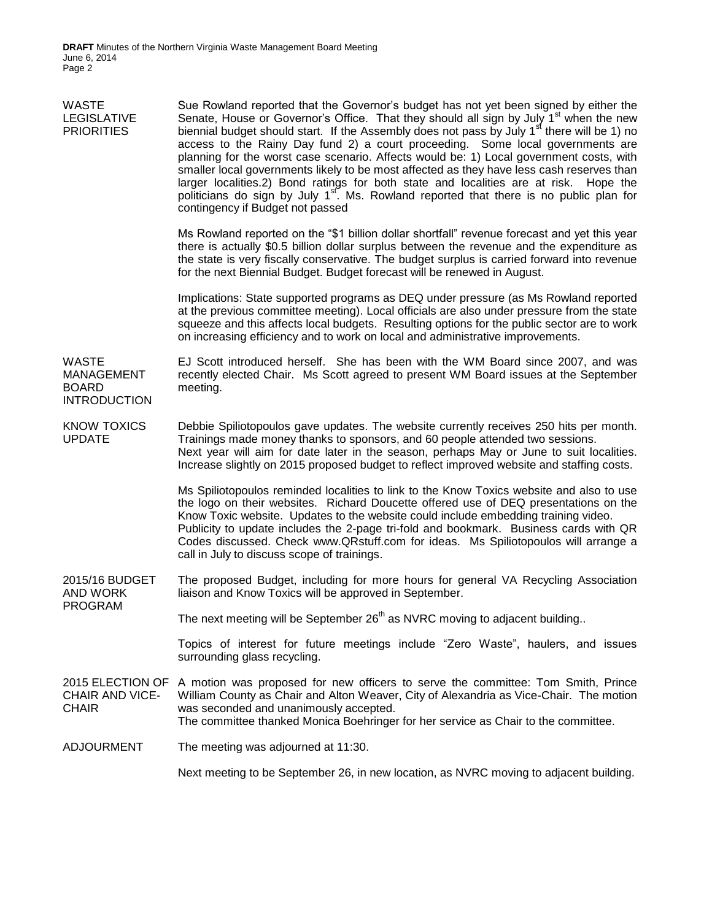**WASTE LEGISLATIVE PRIORITIES**

Sue Rowland reported that the Governor's budget has not yet been signed by either the Senate, House or Governor's Office. That they should all sign by July 1st when the new biennial budget should start. If the Assembly does not pass by July 1st there will be 1) no access to the Rainy Day fund 2) a court proceeding. Some local governments are planning for the worst case scenario. Affects would be: 1) Local government costs, with smaller local governments likely to be most affected as they have less cash reserves than larger localities.2) Bond ratings for both state and localities are at risk. Hope the politicians do sign by July 1st. Ms. Rowland reported that there is no public plan for contingency if Budget not passed

Ms Rowland reported on the "$1 billion dollar shortfall" revenue forecast and yet this year there is actually $0.5 billion dollar surplus between the revenue and the expenditure as the state is very fiscally conservative. The budget surplus is carried forward into revenue for the next Biennial Budget. Budget forecast will be renewed in August.

Implications: State supported programs as DEQ under pressure (as Ms Rowland reported at the previous committee meeting). Local officials are also under pressure from the state squeeze and this affects local budgets. Resulting options for the public sector are to work on increasing efficiency and to work on local and administrative improvements.

**WASTE MANAGEMENT BOARD INTRODUCTION**

EJ Scott introduced herself. She has been with the WM Board since 2007, and was recently elected Chair. Ms Scott agreed to present WM Board issues at the September meeting.

**KNOW TOXICS UPDATE**

Debbie Spiliotopoulos gave updates. The website currently receives 250 hits per month. Trainings made money thanks to sponsors, and 60 people attended two sessions.
Next year will aim for date later in the season, perhaps May or June to suit localities. Increase slightly on 2015 proposed budget to reflect improved website and staffing costs.

Ms Spiliotopoulos reminded localities to link to the Know Toxics website and also to use the logo on their websites. Richard Doucette offered use of DEQ presentations on the Know Toxic website. Updates to the website could include embedding training video.
Publicity to update includes the 2-page tri-fold and bookmark. Business cards with QR Codes discussed. Check www.QRstuff.com for ideas. Ms Spiliotopoulos will arrange a call in July to discuss scope of trainings.

**2015/16 BUDGET AND WORK PROGRAM**

The proposed Budget, including for more hours for general VA Recycling Association liaison and Know Toxics will be approved in September.

The next meeting will be September 26th as NVRC moving to adjacent building..

Topics of interest for future meetings include "Zero Waste", haulers, and issues surrounding glass recycling.

**2015 ELECTION OF CHAIR AND VICE-CHAIR**

A motion was proposed for new officers to serve the committee: Tom Smith, Prince William County as Chair and Alton Weaver, City of Alexandria as Vice-Chair. The motion was seconded and unanimously accepted.
The committee thanked Monica Boehringer for her service as Chair to the committee.

**ADJOURMENT**

The meeting was adjourned at 11:30.

Next meeting to be September 26, in new location, as NVRC moving to adjacent building.